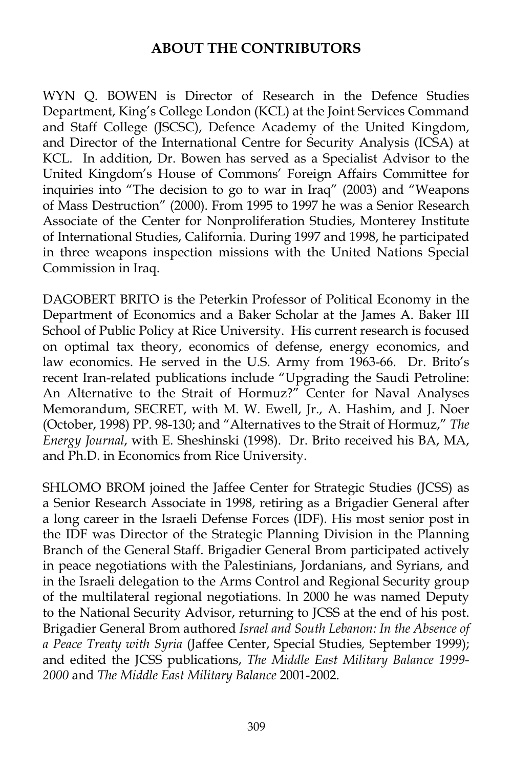# ABOUT THE CONTRIBUTORS

WYN Q. BOWEN is Director of Research in the Defence Studies Department, King's College London (KCL) at the Joint Services Command and Staff College (JSCSC), Defence Academy of the United Kingdom, and Director of the International Centre for Security Analysis (ICSA) at KCL. In addition, Dr. Bowen has served as a Specialist Advisor to the United Kingdom's House of Commons' Foreign Affairs Committee for inquiries into "The decision to go to war in Iraq" (2003) and "Weapons of Mass Destruction" (2000). From 1995 to 1997 he was a Senior Research Associate of the Center for Nonproliferation Studies, Monterey Institute of International Studies, California. During 1997 and 1998, he participated in three weapons inspection missions with the United Nations Special Commission in Iraq.

DAGOBERT BRITO is the Peterkin Professor of Political Economy in the Department of Economics and a Baker Scholar at the James A. Baker III School of Public Policy at Rice University. His current research is focused on optimal tax theory, economics of defense, energy economics, and law economics. He served in the U.S. Army from 1963-66. Dr. Brito's recent Iran-related publications include "Upgrading the Saudi Petroline: An Alternative to the Strait of Hormuz?" Center for Naval Analyses Memorandum, SECRET, with M. W. Ewell, Jr., A. Hashim, and J. Noer (October, 1998) PP. 98-130; and "Alternatives to the Strait of Hormuz," *The Energy Journal*, with E. Sheshinski (1998). Dr. Brito received his BA, MA, and Ph.D. in Economics from Rice University.

SHLOMO BROM joined the Jaffee Center for Strategic Studies (JCSS) as a Senior Research Associate in 1998, retiring as a Brigadier General after a long career in the Israeli Defense Forces (IDF). His most senior post in the IDF was Director of the Strategic Planning Division in the Planning Branch of the General Staff. Brigadier General Brom participated actively in peace negotiations with the Palestinians, Jordanians, and Syrians, and in the Israeli delegation to the Arms Control and Regional Security group of the multilateral regional negotiations. In 2000 he was named Deputy to the National Security Advisor, returning to JCSS at the end of his post. Brigadier General Brom authored *Israel and South Lebanon: In the Absence of a Peace Treaty with Syria* (Jaffee Center, Special Studies, September 1999); and edited the JCSS publications, *The Middle East Military Balance 1999-2000* and *The Middle East Military Balance* 2001-2002.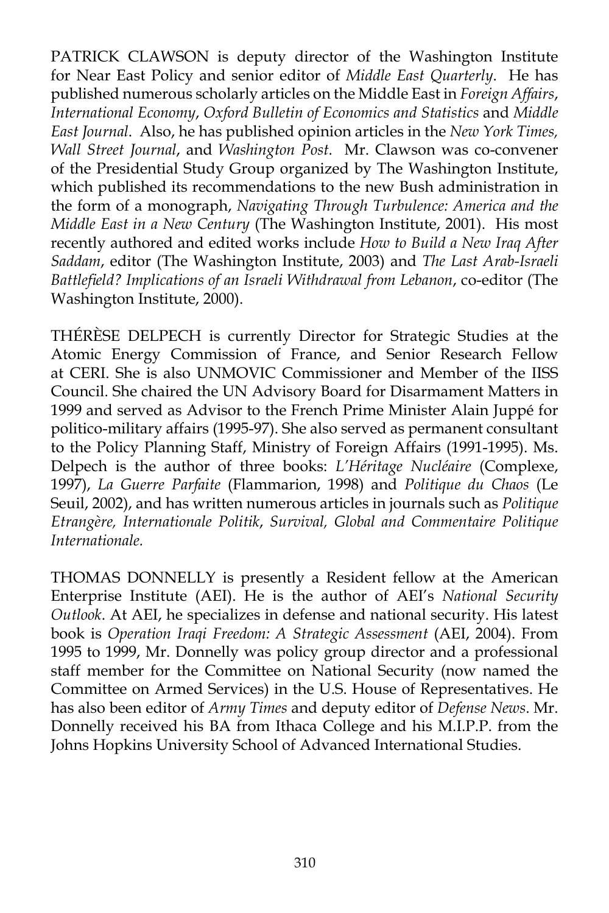PATRICK CLAWSON is deputy director of the Washington Institute for Near East Policy and senior editor of *Middle East Quarterly*. He has published numerous scholarly articles on the Middle East in *Foreign Affairs*, *International Economy*, *Oxford Bulletin of Economics and Statistics* and *Middle East Journal*. Also, he has published opinion articles in the *New York Times, Wall Street Journal*, and *Washington Post*. Mr. Clawson was co-convener of the Presidential Study Group organized by The Washington Institute, which published its recommendations to the new Bush administration in the form of a monograph, *Navigating Through Turbulence: America and the Middle East in a New Century* (The Washington Institute, 2001). His most recently authored and edited works include *How to Build a New Iraq After Saddam*, editor (The Washington Institute, 2003) and *The Last Arab-Israeli Battlefield? Implications of an Israeli Withdrawal from Lebanon*, co-editor (The Washington Institute, 2000).

THÉRÈSE DELPECH is currently Director for Strategic Studies at the Atomic Energy Commission of France, and Senior Research Fellow at CERI. She is also UNMOVIC Commissioner and Member of the IISS Council. She chaired the UN Advisory Board for Disarmament Matters in 1999 and served as Advisor to the French Prime Minister Alain Juppé for politico-military affairs (1995-97). She also served as permanent consultant to the Policy Planning Staff, Ministry of Foreign Affairs (1991-1995). Ms. Delpech is the author of three books: *L'Héritage Nucléaire* (Complexe, 1997), *La Guerre Parfaite* (Flammarion, 1998) and *Politique du Chaos* (Le Seuil, 2002), and has written numerous articles in journals such as *Politique Etrangère, Internationale Politik*, *Survival, Global and Commentaire Politique Internationale.*

THOMAS DONNELLY is presently a Resident fellow at the American Enterprise Institute (AEI). He is the author of AEI's *National Security Outlook*. At AEI, he specializes in defense and national security. His latest book is *Operation Iraqi Freedom: A Strategic Assessment* (AEI, 2004). From 1995 to 1999, Mr. Donnelly was policy group director and a professional staff member for the Committee on National Security (now named the Committee on Armed Services) in the U.S. House of Representatives. He has also been editor of *Army Times* and deputy editor of *Defense News*. Mr. Donnelly received his BA from Ithaca College and his M.I.P.P. from the Johns Hopkins University School of Advanced International Studies.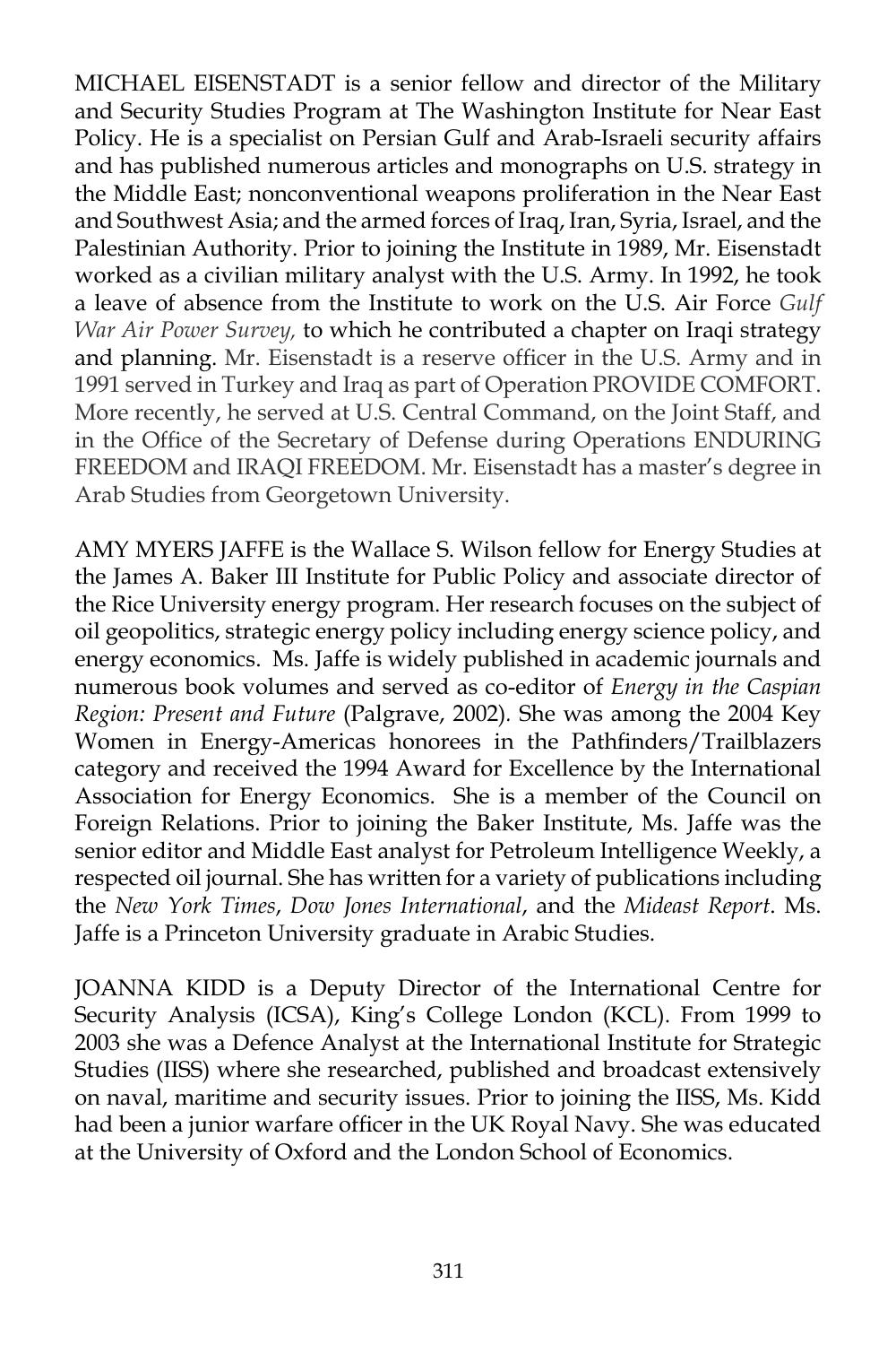MICHAEL EISENSTADT is a senior fellow and director of the Military and Security Studies Program at The Washington Institute for Near East Policy. He is a specialist on Persian Gulf and Arab-Israeli security affairs and has published numerous articles and monographs on U.S. strategy in the Middle East; nonconventional weapons proliferation in the Near East and Southwest Asia; and the armed forces of Iraq, Iran, Syria, Israel, and the Palestinian Authority. Prior to joining the Institute in 1989, Mr. Eisenstadt worked as a civilian military analyst with the U.S. Army. In 1992, he took a leave of absence from the Institute to work on the U.S. Air Force *Gulf War Air Power Survey,* to which he contributed a chapter on Iraqi strategy and planning. Mr. Eisenstadt is a reserve officer in the U.S. Army and in 1991 served in Turkey and Iraq as part of Operation PROVIDE COMFORT. More recently, he served at U.S. Central Command, on the Joint Staff, and in the Office of the Secretary of Defense during Operations ENDURING FREEDOM and IRAQI FREEDOM. Mr. Eisenstadt has a master's degree in Arab Studies from Georgetown University.

AMY MYERS JAFFE is the Wallace S. Wilson fellow for Energy Studies at the James A. Baker III Institute for Public Policy and associate director of the Rice University energy program. Her research focuses on the subject of oil geopolitics, strategic energy policy including energy science policy, and energy economics. Ms. Jaffe is widely published in academic journals and numerous book volumes and served as co-editor of *Energy in the Caspian Region: Present and Future* (Palgrave, 2002). She was among the 2004 Key Women in Energy-Americas honorees in the Pathfinders/Trailblazers category and received the 1994 Award for Excellence by the International Association for Energy Economics. She is a member of the Council on Foreign Relations. Prior to joining the Baker Institute, Ms. Jaffe was the senior editor and Middle East analyst for Petroleum Intelligence Weekly, a respected oil journal. She has written for a variety of publications including the *New York Times*, *Dow Jones International*, and the *Mideast Report*. Ms. Jaffe is a Princeton University graduate in Arabic Studies.

JOANNA KIDD is a Deputy Director of the International Centre for Security Analysis (ICSA), King's College London (KCL). From 1999 to 2003 she was a Defence Analyst at the International Institute for Strategic Studies (IISS) where she researched, published and broadcast extensively on naval, maritime and security issues. Prior to joining the IISS, Ms. Kidd had been a junior warfare officer in the UK Royal Navy. She was educated at the University of Oxford and the London School of Economics.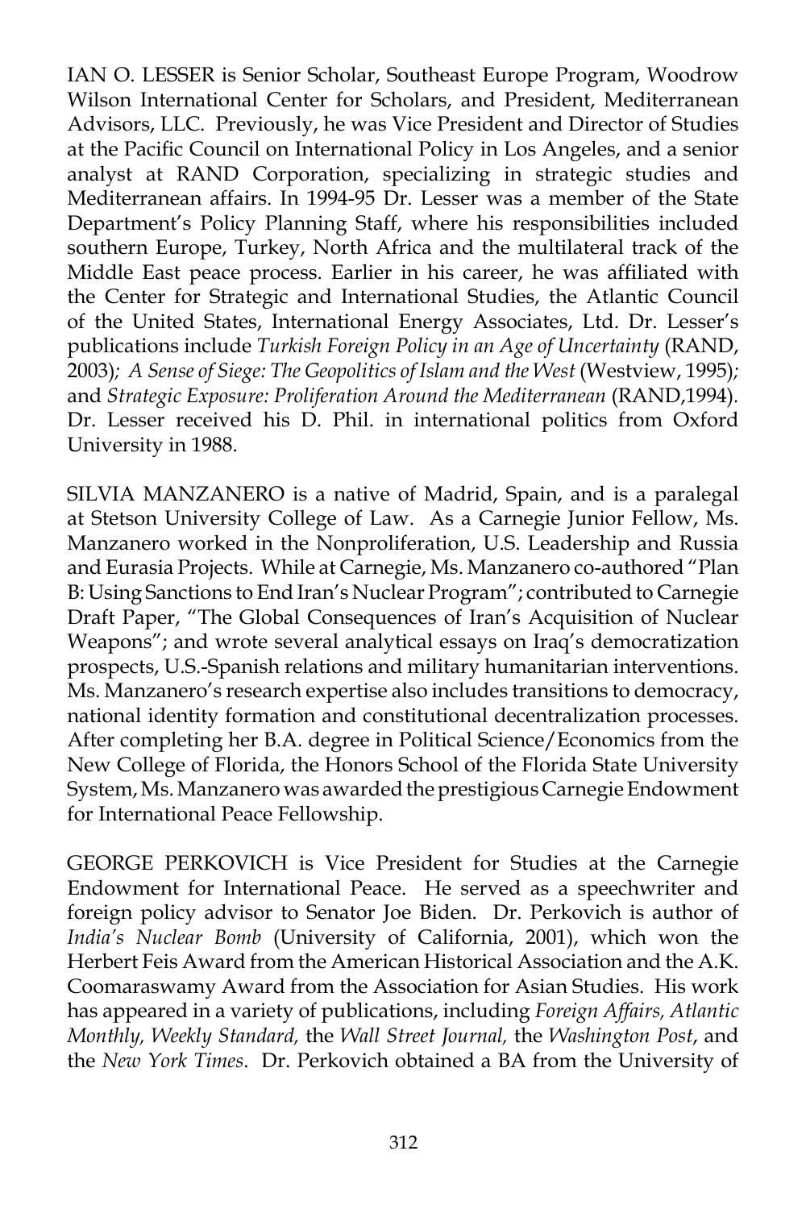IAN O. LESSER is Senior Scholar, Southeast Europe Program, Woodrow Wilson International Center for Scholars, and President, Mediterranean Advisors, LLC. Previously, he was Vice President and Director of Studies at the Pacific Council on International Policy in Los Angeles, and a senior analyst at RAND Corporation, specializing in strategic studies and Mediterranean affairs. In 1994-95 Dr. Lesser was a member of the State Department's Policy Planning Staff, where his responsibilities included southern Europe, Turkey, North Africa and the multilateral track of the Middle East peace process. Earlier in his career, he was affiliated with the Center for Strategic and International Studies, the Atlantic Council of the United States, International Energy Associates, Ltd. Dr. Lesser's publications include *Turkish Foreign Policy in an Age of Uncertainty* (RAND, 2003); *A Sense of Siege: The Geopolitics of Islam and the West* (Westview, 1995); and *Strategic Exposure: Proliferation Around the Mediterranean* (RAND,1994). Dr. Lesser received his D. Phil. in international politics from Oxford University in 1988.

SILVIA MANZANERO is a native of Madrid, Spain, and is a paralegal at Stetson University College of Law. As a Carnegie Junior Fellow, Ms. Manzanero worked in the Nonproliferation, U.S. Leadership and Russia and Eurasia Projects. While at Carnegie, Ms. Manzanero co-authored "Plan B: Using Sanctions to End Iran's Nuclear Program"; contributed to Carnegie Draft Paper, "The Global Consequences of Iran's Acquisition of Nuclear Weapons"; and wrote several analytical essays on Iraq's democratization prospects, U.S.-Spanish relations and military humanitarian interventions. Ms. Manzanero's research expertise also includes transitions to democracy, national identity formation and constitutional decentralization processes. After completing her B.A. degree in Political Science/Economics from the New College of Florida, the Honors School of the Florida State University System, Ms. Manzanero was awarded the prestigious Carnegie Endowment for International Peace Fellowship.

GEORGE PERKOVICH is Vice President for Studies at the Carnegie Endowment for International Peace. He served as a speechwriter and foreign policy advisor to Senator Joe Biden. Dr. Perkovich is author of *India's Nuclear Bomb* (University of California, 2001), which won the Herbert Feis Award from the American Historical Association and the A.K. Coomaraswamy Award from the Association for Asian Studies. His work has appeared in a variety of publications, including *Foreign Affairs, Atlantic Monthly, Weekly Standard,* the *Wall Street Journal,* the *Washington Post*, and the *New York Times*. Dr. Perkovich obtained a BA from the University of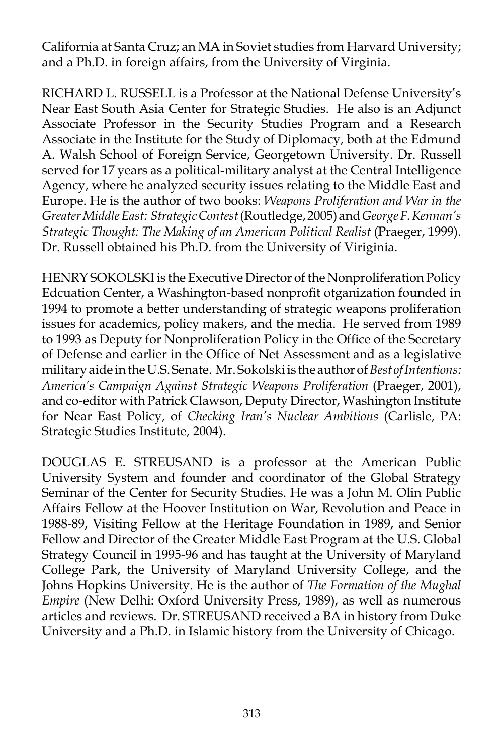California at Santa Cruz; an MA in Soviet studies from Harvard University; and a Ph.D. in foreign affairs, from the University of Virginia.

RICHARD L. RUSSELL is a Professor at the National Defense University's Near East South Asia Center for Strategic Studies. He also is an Adjunct Associate Professor in the Security Studies Program and a Research Associate in the Institute for the Study of Diplomacy, both at the Edmund A. Walsh School of Foreign Service, Georgetown University. Dr. Russell served for 17 years as a political-military analyst at the Central Intelligence Agency, where he analyzed security issues relating to the Middle East and Europe. He is the author of two books: *Weapons Proliferation and War in the Greater Middle East: Strategic Contest* (Routledge, 2005) and *George F. Kennan's Strategic Thought: The Making of an American Political Realist* (Praeger, 1999). Dr. Russell obtained his Ph.D. from the University of Viriginia.

HENRY SOKOLSKI is the Executive Director of the Nonproliferation Policy Edcuation Center, a Washington-based nonprofit otganization founded in 1994 to promote a better understanding of strategic weapons proliferation issues for academics, policy makers, and the media. He served from 1989 to 1993 as Deputy for Nonproliferation Policy in the Office of the Secretary of Defense and earlier in the Office of Net Assessment and as a legislative military aide in the U.S. Senate. Mr. Sokolski is the author of *Best of Intentions: America's Campaign Against Strategic Weapons Proliferation* (Praeger, 2001), and co-editor with Patrick Clawson, Deputy Director, Washington Institute for Near East Policy, of *Checking Iran's Nuclear Ambitions* (Carlisle, PA: Strategic Studies Institute, 2004).

DOUGLAS E. STREUSAND is a professor at the American Public University System and founder and coordinator of the Global Strategy Seminar of the Center for Security Studies. He was a John M. Olin Public Affairs Fellow at the Hoover Institution on War, Revolution and Peace in 1988-89, Visiting Fellow at the Heritage Foundation in 1989, and Senior Fellow and Director of the Greater Middle East Program at the U.S. Global Strategy Council in 1995-96 and has taught at the University of Maryland College Park, the University of Maryland University College, and the Johns Hopkins University. He is the author of *The Formation of the Mughal Empire* (New Delhi: Oxford University Press, 1989), as well as numerous articles and reviews. Dr. STREUSAND received a BA in history from Duke University and a Ph.D. in Islamic history from the University of Chicago.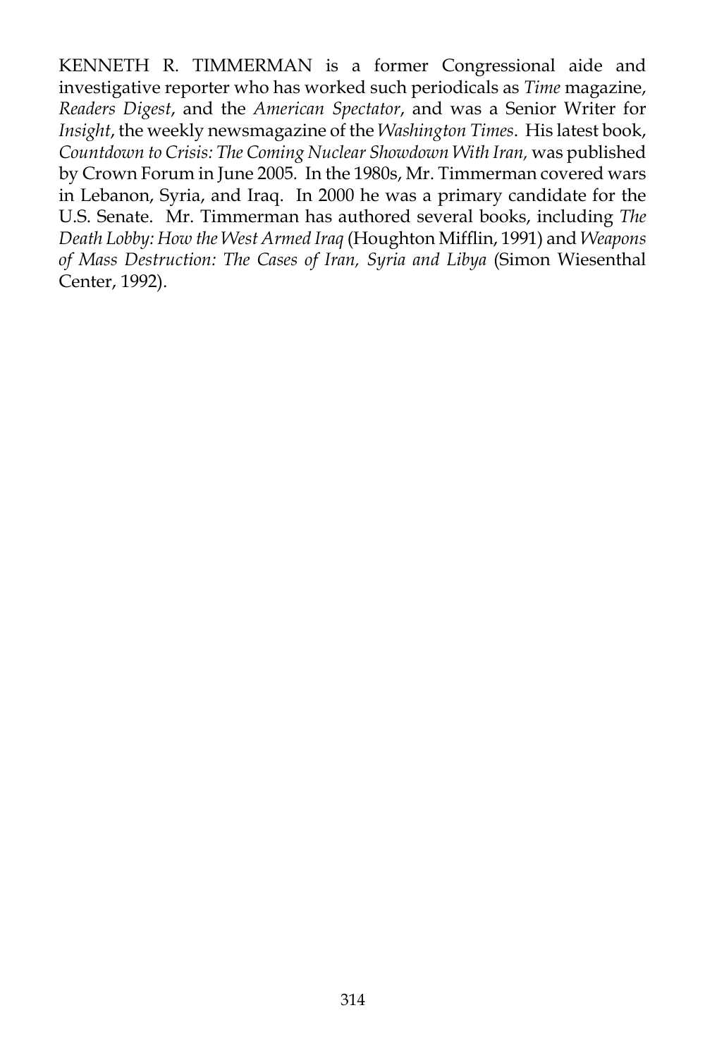KENNETH R. TIMMERMAN is a former Congressional aide and investigative reporter who has worked such periodicals as *Time* magazine, *Readers Digest*, and the *American Spectator*, and was a Senior Writer for *Insight*, the weekly newsmagazine of the *Washington Times*. His latest book, *Countdown to Crisis: The Coming Nuclear Showdown With Iran,* was published by Crown Forum in June 2005. In the 1980s, Mr. Timmerman covered wars in Lebanon, Syria, and Iraq. In 2000 he was a primary candidate for the U.S. Senate. Mr. Timmerman has authored several books, including *The Death Lobby: How the West Armed Iraq* (Houghton Mifflin, 1991) and *Weapons of Mass Destruction: The Cases of Iran, Syria and Libya* (Simon Wiesenthal Center, 1992).